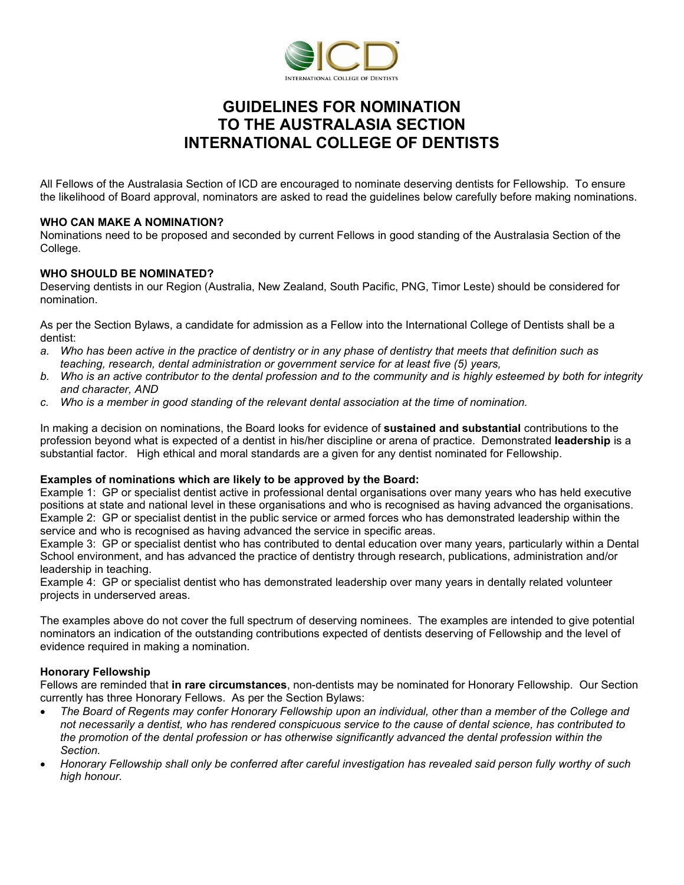# GUIDELINES FOR NOMINATION TO THE AUSTRALASIA SECTION INTERNATIONAL COLLEGE OF DENTISTS

All Fellows of the Australasia Section of ICD are encouraged to nominate deserving dentists for Fellowship. To ensure the likelihood of Board approval, nominators are asked to read the guidelines below carefully before making nominations.

### WHO CAN MAKE A NOMINATION?

Nominations need to be proposed and seconded by current Fellows in good standing of the Australasia Section of the College.

### WHO SHOULD BE NOMINATED?

Deserving dentists in our Region (Australia, New Zealand, South Pacific, PNG, Timor Leste) should be considered for nomination.

As per the Section Bylaws, a candidate for admission as a Fellow into the International College of Dentists shall be a dentist:

a. *Who has been active in the practice of dentistry or in any phase of dentistry that meets that definition such as teaching, research, dental administration or government service for at least five (5) years,*
b. *Who is an active contributor to the dental profession and to the community and is highly esteemed by both for integrity and character, AND*
c. *Who is a member in good standing of the relevant dental association at the time of nomination.*

In making a decision on nominations, the Board looks for evidence of **sustained and substantial** contributions to the profession beyond what is expected of a dentist in his/her discipline or arena of practice. Demonstrated **leadership** is a substantial factor. High ethical and moral standards are a given for any dentist nominated for Fellowship.

### Examples of nominations which are likely to be approved by the Board:

Example 1: GP or specialist dentist active in professional dental organisations over many years who has held executive positions at state and national level in these organisations and who is recognised as having advanced the organisations.
Example 2: GP or specialist dentist in the public service or armed forces who has demonstrated leadership within the service and who is recognised as having advanced the service in specific areas.
Example 3: GP or specialist dentist who has contributed to dental education over many years, particularly within a Dental School environment, and has advanced the practice of dentistry through research, publications, administration and/or leadership in teaching.
Example 4: GP or specialist dentist who has demonstrated leadership over many years in dentally related volunteer projects in underserved areas.

The examples above do not cover the full spectrum of deserving nominees. The examples are intended to give potential nominators an indication of the outstanding contributions expected of dentists deserving of Fellowship and the level of evidence required in making a nomination.

### Honorary Fellowship

Fellows are reminded that **in rare circumstances**, non-dentists may be nominated for Honorary Fellowship. Our Section currently has three Honorary Fellows. As per the Section Bylaws:

- *The Board of Regents may confer Honorary Fellowship upon an individual, other than a member of the College and not necessarily a dentist, who has rendered conspicuous service to the cause of dental science, has contributed to the promotion of the dental profession or has otherwise significantly advanced the dental profession within the Section.*
- *Honorary Fellowship shall only be conferred after careful investigation has revealed said person fully worthy of such high honour.*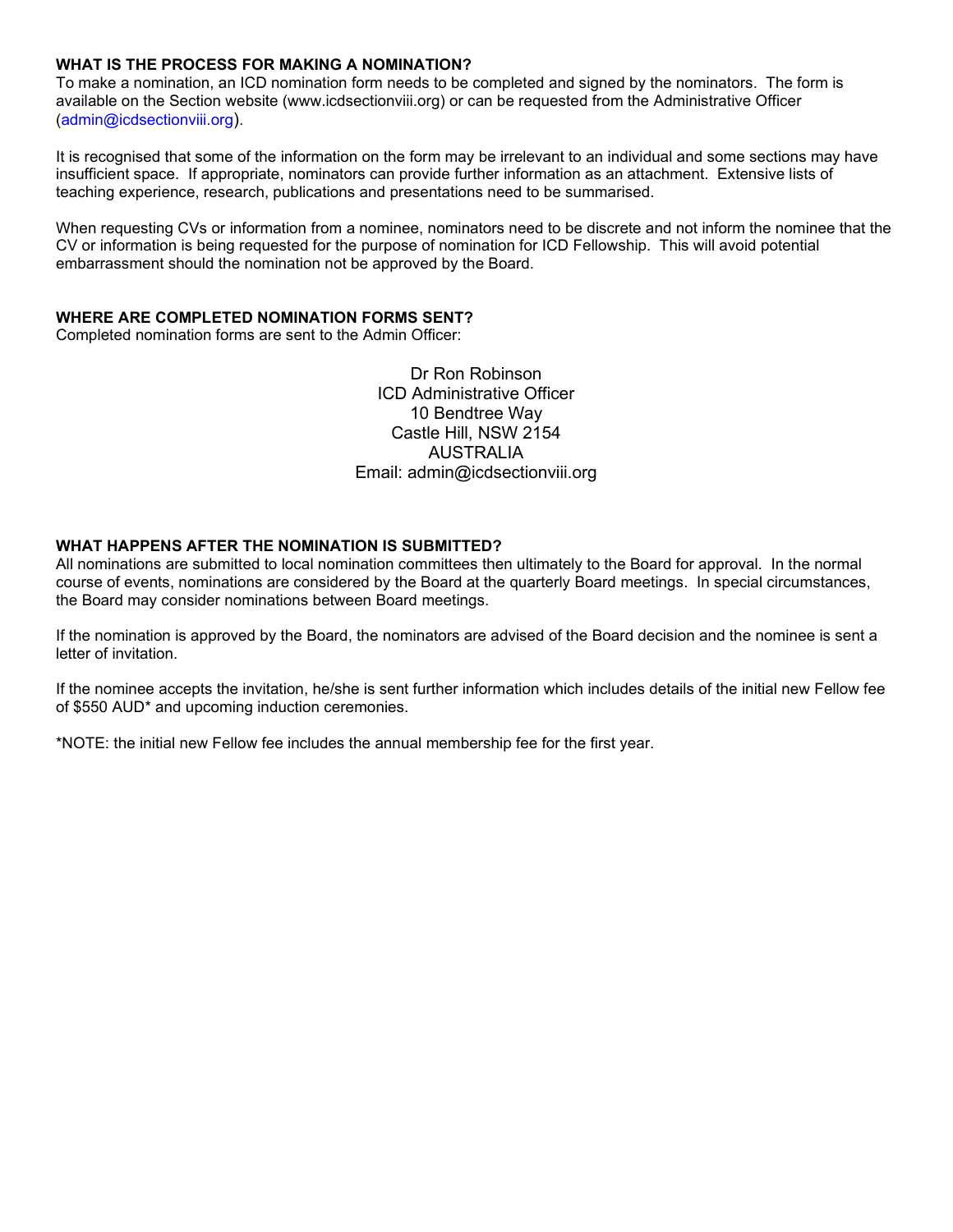**WHAT IS THE PROCESS FOR MAKING A NOMINATION?**

To make a nomination, an ICD nomination form needs to be completed and signed by the nominators. The form is available on the Section website (www.icdsectionviii.org) or can be requested from the Administrative Officer (admin@icdsectionviii.org).

It is recognised that some of the information on the form may be irrelevant to an individual and some sections may have insufficient space. If appropriate, nominators can provide further information as an attachment. Extensive lists of teaching experience, research, publications and presentations need to be summarised.

When requesting CVs or information from a nominee, nominators need to be discrete and not inform the nominee that the CV or information is being requested for the purpose of nomination for ICD Fellowship. This will avoid potential embarrassment should the nomination not be approved by the Board.

**WHERE ARE COMPLETED NOMINATION FORMS SENT?**

Completed nomination forms are sent to the Admin Officer:

Dr Ron Robinson
ICD Administrative Officer
10 Bendtree Way
Castle Hill, NSW 2154
AUSTRALIA
Email: admin@icdsectionviii.org

**WHAT HAPPENS AFTER THE NOMINATION IS SUBMITTED?**

All nominations are submitted to local nomination committees then ultimately to the Board for approval. In the normal course of events, nominations are considered by the Board at the quarterly Board meetings. In special circumstances, the Board may consider nominations between Board meetings.

If the nomination is approved by the Board, the nominators are advised of the Board decision and the nominee is sent a letter of invitation.

If the nominee accepts the invitation, he/she is sent further information which includes details of the initial new Fellow fee of $550 AUD* and upcoming induction ceremonies.

*NOTE: the initial new Fellow fee includes the annual membership fee for the first year.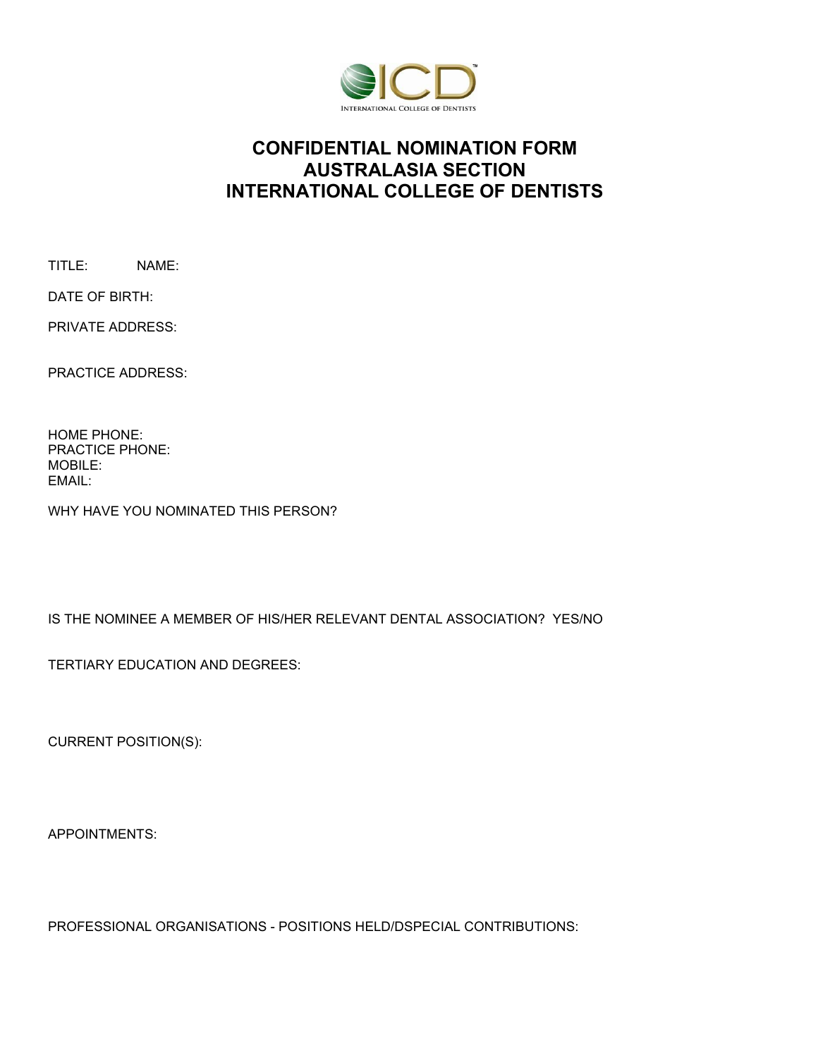# CONFIDENTIAL NOMINATION FORM
# AUSTRALASIA SECTION
# INTERNATIONAL COLLEGE OF DENTISTS

TITLE: NAME:

DATE OF BIRTH:

PRIVATE ADDRESS:

PRACTICE ADDRESS:

HOME PHONE:
PRACTICE PHONE:
MOBILE:
EMAIL:

WHY HAVE YOU NOMINATED THIS PERSON?

IS THE NOMINEE A MEMBER OF HIS/HER RELEVANT DENTAL ASSOCIATION? YES/NO

TERTIARY EDUCATION AND DEGREES:

CURRENT POSITION(S):

APPOINTMENTS:

PROFESSIONAL ORGANISATIONS - POSITIONS HELD/DSPECIAL CONTRIBUTIONS: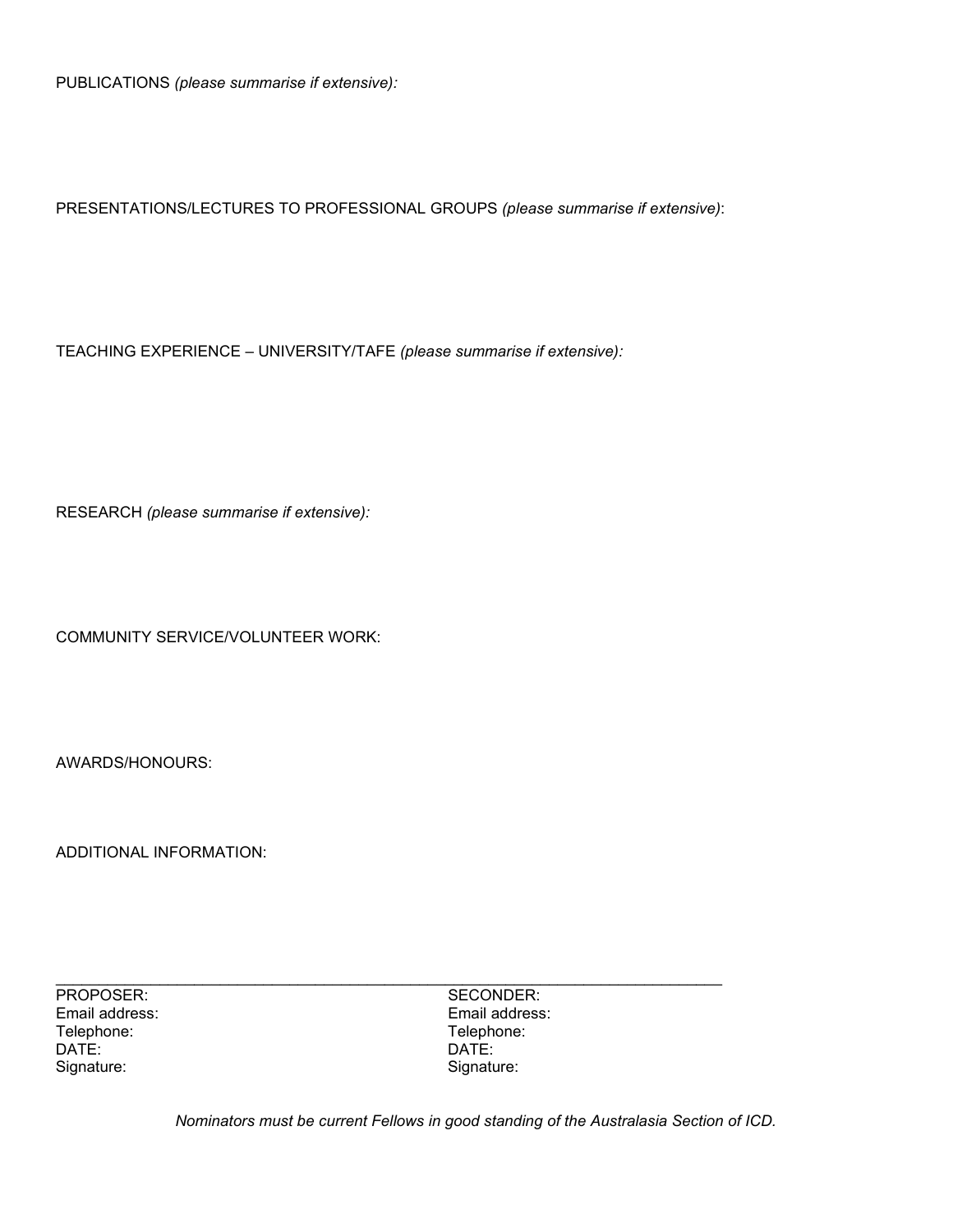PUBLICATIONS *(please summarise if extensive):*

PRESENTATIONS/LECTURES TO PROFESSIONAL GROUPS *(please summarise if extensive)*:

TEACHING EXPERIENCE – UNIVERSITY/TAFE *(please summarise if extensive):*

RESEARCH *(please summarise if extensive):*

COMMUNITY SERVICE/VOLUNTEER WORK:

AWARDS/HONOURS:

ADDITIONAL INFORMATION:

---

| | |
|---|---|
| PROPOSER: | SECONDER: |
| Email address: | Email address: |
| Telephone: | Telephone: |
| DATE: | DATE: |
| Signature: | Signature: |

*Nominators must be current Fellows in good standing of the Australasia Section of ICD.*